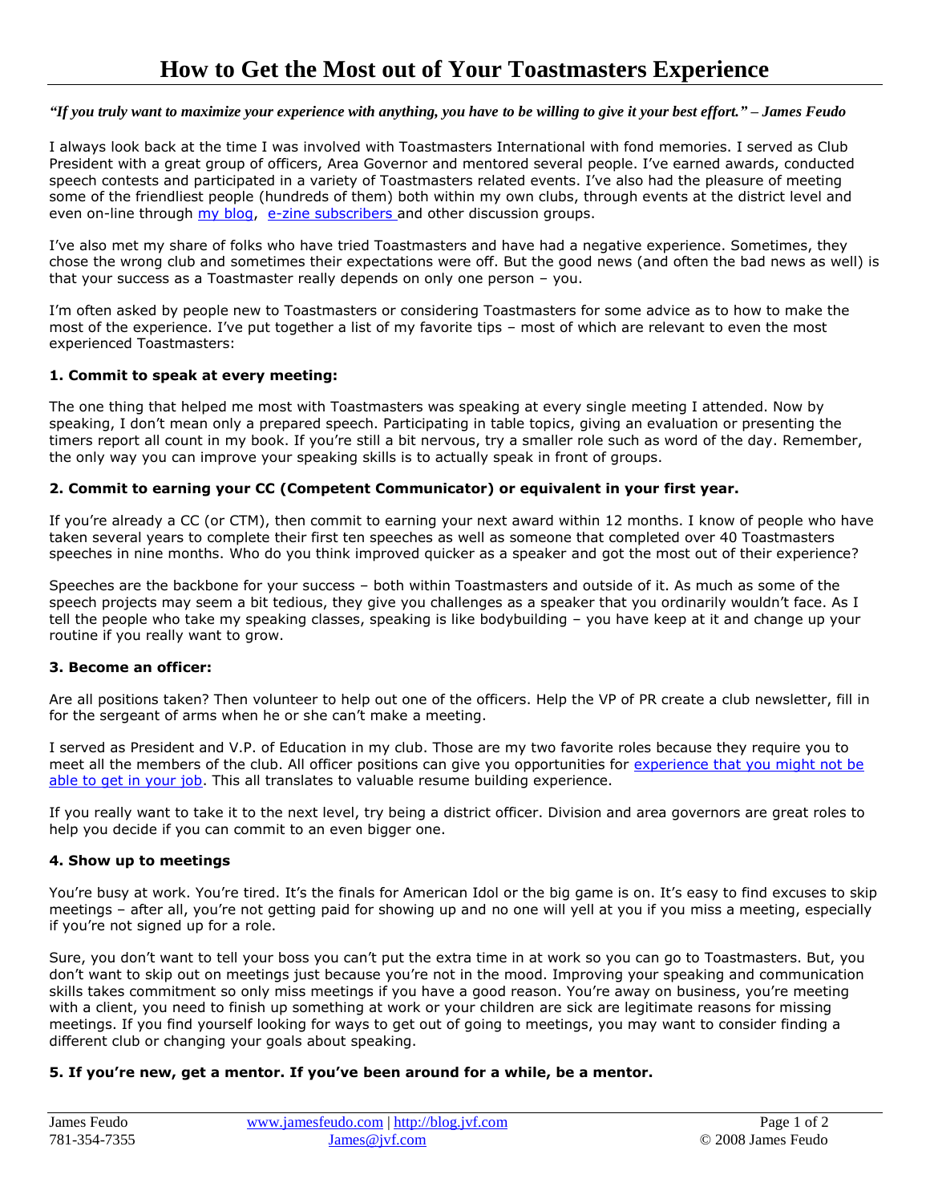# How to Get the Most out of Your Toastmasters Experience

*"If you truly want to maximize your experience with anything, you have to be willing to give it your best effort." – James Feudo*

I always look back at the time I was involved with Toastmasters International with fond memories. I served as Club President with a great group of officers, Area Governor and mentored several people. I've earned awards, conducted speech contests and participated in a variety of Toastmasters related events. I've also had the pleasure of meeting some of the friendliest people (hundreds of them) both within my own clubs, through events at the district level and even on-line through my blog, e-zine subscribers and other discussion groups.

I've also met my share of folks who have tried Toastmasters and have had a negative experience. Sometimes, they chose the wrong club and sometimes their expectations were off. But the good news (and often the bad news as well) is that your success as a Toastmaster really depends on only one person – you.

I'm often asked by people new to Toastmasters or considering Toastmasters for some advice as to how to make the most of the experience. I've put together a list of my favorite tips – most of which are relevant to even the most experienced Toastmasters:

**1. Commit to speak at every meeting:**

The one thing that helped me most with Toastmasters was speaking at every single meeting I attended. Now by speaking, I don't mean only a prepared speech. Participating in table topics, giving an evaluation or presenting the timers report all count in my book. If you're still a bit nervous, try a smaller role such as word of the day. Remember, the only way you can improve your speaking skills is to actually speak in front of groups.

**2. Commit to earning your CC (Competent Communicator) or equivalent in your first year.**

If you're already a CC (or CTM), then commit to earning your next award within 12 months. I know of people who have taken several years to complete their first ten speeches as well as someone that completed over 40 Toastmasters speeches in nine months. Who do you think improved quicker as a speaker and got the most out of their experience?

Speeches are the backbone for your success – both within Toastmasters and outside of it. As much as some of the speech projects may seem a bit tedious, they give you challenges as a speaker that you ordinarily wouldn't face. As I tell the people who take my speaking classes, speaking is like bodybuilding – you have keep at it and change up your routine if you really want to grow.

**3. Become an officer:**

Are all positions taken? Then volunteer to help out one of the officers. Help the VP of PR create a club newsletter, fill in for the sergeant of arms when he or she can't make a meeting.

I served as President and V.P. of Education in my club. Those are my two favorite roles because they require you to meet all the members of the club. All officer positions can give you opportunities for experience that you might not be able to get in your job. This all translates to valuable resume building experience.

If you really want to take it to the next level, try being a district officer. Division and area governors are great roles to help you decide if you can commit to an even bigger one.

**4. Show up to meetings**

You're busy at work. You're tired. It's the finals for American Idol or the big game is on. It's easy to find excuses to skip meetings – after all, you're not getting paid for showing up and no one will yell at you if you miss a meeting, especially if you're not signed up for a role.

Sure, you don't want to tell your boss you can't put the extra time in at work so you can go to Toastmasters. But, you don't want to skip out on meetings just because you're not in the mood. Improving your speaking and communication skills takes commitment so only miss meetings if you have a good reason. You're away on business, you're meeting with a client, you need to finish up something at work or your children are sick are legitimate reasons for missing meetings. If you find yourself looking for ways to get out of going to meetings, you may want to consider finding a different club or changing your goals about speaking.

**5. If you're new, get a mentor. If you've been around for a while, be a mentor.**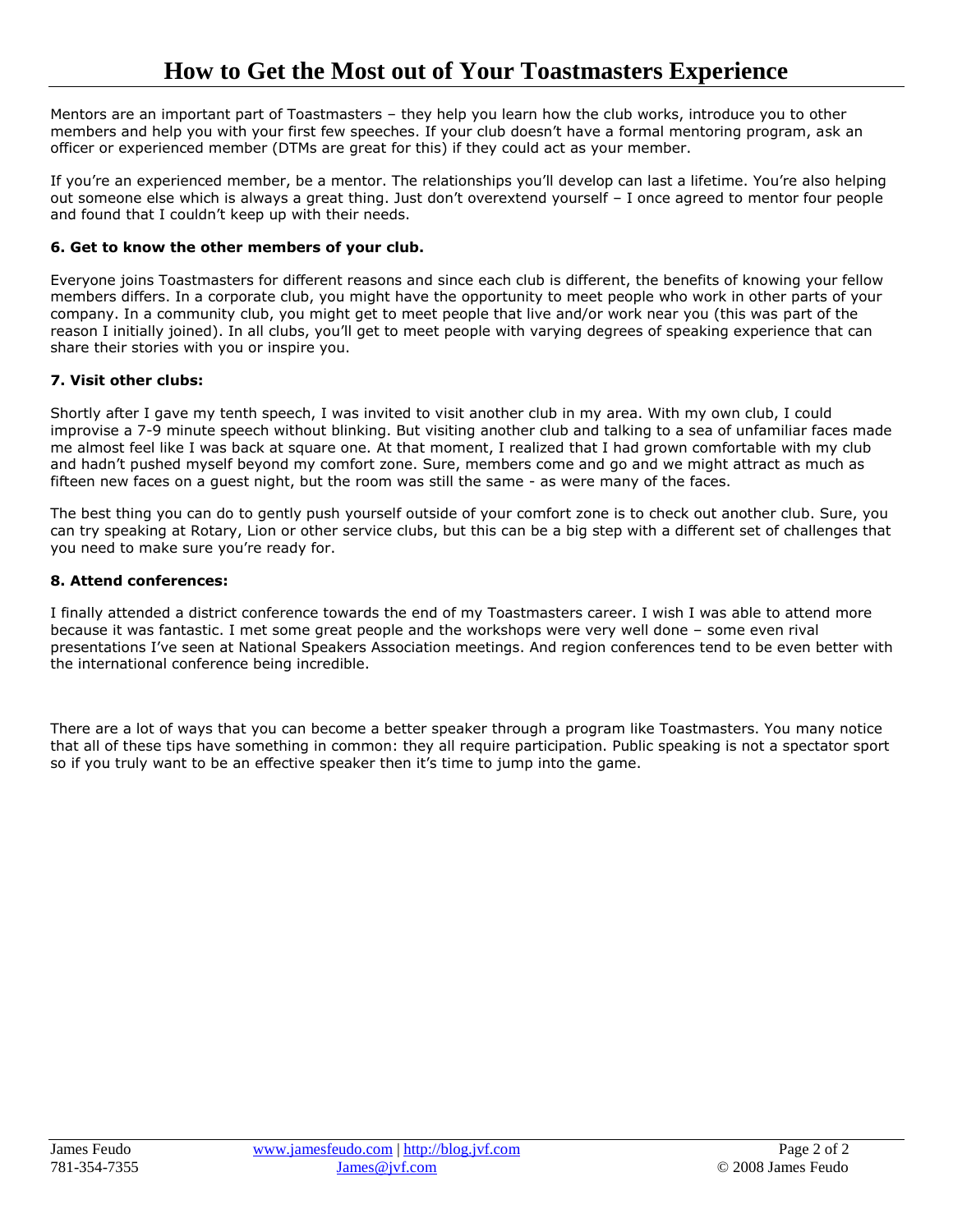Mentors are an important part of Toastmasters – they help you learn how the club works, introduce you to other members and help you with your first few speeches. If your club doesn't have a formal mentoring program, ask an officer or experienced member (DTMs are great for this) if they could act as your member.

If you're an experienced member, be a mentor. The relationships you'll develop can last a lifetime. You're also helping out someone else which is always a great thing. Just don't overextend yourself – I once agreed to mentor four people and found that I couldn't keep up with their needs.

**6. Get to know the other members of your club.**

Everyone joins Toastmasters for different reasons and since each club is different, the benefits of knowing your fellow members differs. In a corporate club, you might have the opportunity to meet people who work in other parts of your company. In a community club, you might get to meet people that live and/or work near you (this was part of the reason I initially joined). In all clubs, you'll get to meet people with varying degrees of speaking experience that can share their stories with you or inspire you.

**7. Visit other clubs:**

Shortly after I gave my tenth speech, I was invited to visit another club in my area. With my own club, I could improvise a 7-9 minute speech without blinking. But visiting another club and talking to a sea of unfamiliar faces made me almost feel like I was back at square one. At that moment, I realized that I had grown comfortable with my club and hadn't pushed myself beyond my comfort zone. Sure, members come and go and we might attract as much as fifteen new faces on a guest night, but the room was still the same - as were many of the faces.

The best thing you can do to gently push yourself outside of your comfort zone is to check out another club. Sure, you can try speaking at Rotary, Lion or other service clubs, but this can be a big step with a different set of challenges that you need to make sure you're ready for.

**8. Attend conferences:**

I finally attended a district conference towards the end of my Toastmasters career. I wish I was able to attend more because it was fantastic. I met some great people and the workshops were very well done – some even rival presentations I've seen at National Speakers Association meetings. And region conferences tend to be even better with the international conference being incredible.

There are a lot of ways that you can become a better speaker through a program like Toastmasters. You many notice that all of these tips have something in common: they all require participation. Public speaking is not a spectator sport so if you truly want to be an effective speaker then it's time to jump into the game.